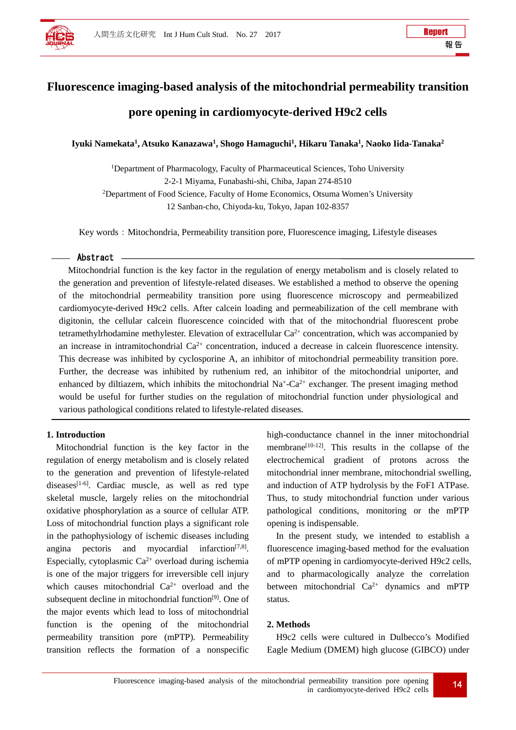# Fluorescence imaging-based analysis of the mitochondrial permeability transition pore opening in cardiomyocyte-derived H9c2 cells

**Iyuki Namekata[1], Atsuko Kanazawa[1], Shogo Hamaguchi[1], Hikaru Tanaka[1], Naoko Iida-Tanaka[2]**

[1]Department of Pharmacology, Faculty of Pharmaceutical Sciences, Toho University
2-2-1 Miyama, Funabashi-shi, Chiba, Japan 274-8510
[2]Department of Food Science, Faculty of Home Economics, Otsuma Women's University
12 Sanban-cho, Chiyoda-ku, Tokyo, Japan 102-8357

Key words：Mitochondria, Permeability transition pore, Fluorescence imaging, Lifestyle diseases

## Abstract

Mitochondrial function is the key factor in the regulation of energy metabolism and is closely related to the generation and prevention of lifestyle-related diseases. We established a method to observe the opening of the mitochondrial permeability transition pore using fluorescence microscopy and permeabilized cardiomyocyte-derived H9c2 cells. After calcein loading and permeabilization of the cell membrane with digitonin, the cellular calcein fluorescence coincided with that of the mitochondrial fluorescent probe tetramethylrhodamine methylester. Elevation of extracellular $Ca^{2+}$ concentration, which was accompanied by an increase in intramitochondrial $Ca^{2+}$ concentration, induced a decrease in calcein fluorescence intensity. This decrease was inhibited by cyclosporine A, an inhibitor of mitochondrial permeability transition pore. Further, the decrease was inhibited by ruthenium red, an inhibitor of the mitochondrial uniporter, and enhanced by diltiazem, which inhibits the mitochondrial $Na^{+}$-$Ca^{2+}$ exchanger. The present imaging method would be useful for further studies on the regulation of mitochondrial function under physiological and various pathological conditions related to lifestyle-related diseases.

## 1. Introduction

Mitochondrial function is the key factor in the regulation of energy metabolism and is closely related to the generation and prevention of lifestyle-related diseases[1-6]. Cardiac muscle, as well as red type skeletal muscle, largely relies on the mitochondrial oxidative phosphorylation as a source of cellular ATP. Loss of mitochondrial function plays a significant role in the pathophysiology of ischemic diseases including angina pectoris and myocardial infarction[7,8]. Especially, cytoplasmic $Ca^{2+}$ overload during ischemia is one of the major triggers for irreversible cell injury which causes mitochondrial $Ca^{2+}$ overload and the subsequent decline in mitochondrial function[9]. One of the major events which lead to loss of mitochondrial function is the opening of the mitochondrial permeability transition pore (mPTP). Permeability transition reflects the formation of a nonspecific high-conductance channel in the inner mitochondrial membrane[10-12]. This results in the collapse of the electrochemical gradient of protons across the mitochondrial inner membrane, mitochondrial swelling, and induction of ATP hydrolysis by the FoF1 ATPase. Thus, to study mitochondrial function under various pathological conditions, monitoring or the mPTP opening is indispensable.

In the present study, we intended to establish a fluorescence imaging-based method for the evaluation of mPTP opening in cardiomyocyte-derived H9c2 cells, and to pharmacologically analyze the correlation between mitochondrial $Ca^{2+}$ dynamics and mPTP status.

## 2. Methods

H9c2 cells were cultured in Dulbecco's Modified Eagle Medium (DMEM) high glucose (GIBCO) under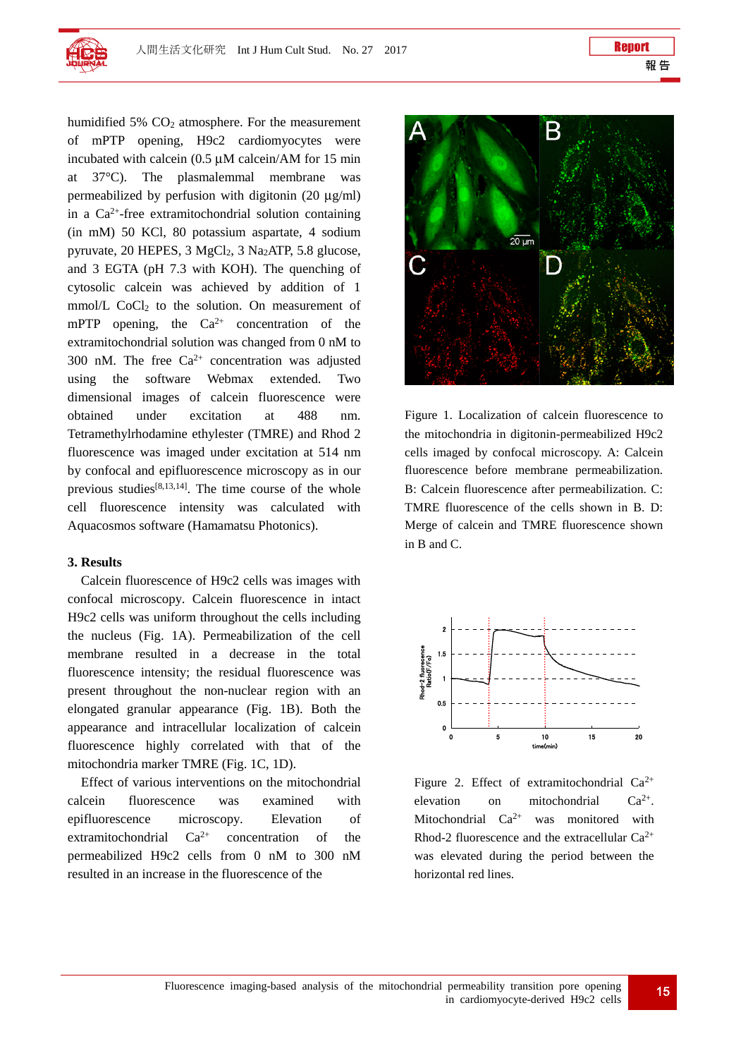humidified 5% $CO_2$ atmosphere. For the measurement of mPTP opening, H9c2 cardiomyocytes were incubated with calcein (0.5 µM calcein/AM for 15 min at 37°C). The plasmalemmal membrane was permeabilized by perfusion with digitonin (20 µg/ml) in a $Ca^{2+}$-free extramitochondrial solution containing (in mM) 50 KCl, 80 potassium aspartate, 4 sodium pyruvate, 20 HEPES, 3 $MgCl_2$, 3 $Na_2ATP$, 5.8 glucose, and 3 EGTA (pH 7.3 with KOH). The quenching of cytosolic calcein was achieved by addition of 1 mmol/L $CoCl_2$ to the solution. On measurement of mPTP opening, the $Ca^{2+}$ concentration of the extramitochondrial solution was changed from 0 nM to 300 nM. The free $Ca^{2+}$ concentration was adjusted using the software Webmax extended. Two dimensional images of calcein fluorescence were obtained under excitation at 488 nm. Tetramethylrhodamine ethylester (TMRE) and Rhod 2 fluorescence was imaged under excitation at 514 nm by confocal and epifluorescence microscopy as in our previous studies[8,13,14]. The time course of the whole cell fluorescence intensity was calculated with Aquacosmos software (Hamamatsu Photonics).

### 3. Results

Calcein fluorescence of H9c2 cells was images with confocal microscopy. Calcein fluorescence in intact H9c2 cells was uniform throughout the cells including the nucleus (Fig. 1A). Permeabilization of the cell membrane resulted in a decrease in the total fluorescence intensity; the residual fluorescence was present throughout the non-nuclear region with an elongated granular appearance (Fig. 1B). Both the appearance and intracellular localization of calcein fluorescence highly correlated with that of the mitochondria marker TMRE (Fig. 1C, 1D).

Effect of various interventions on the mitochondrial calcein fluorescence was examined with epifluorescence microscopy. Elevation of extramitochondrial $Ca^{2+}$ concentration of the permeabilized H9c2 cells from 0 nM to 300 nM resulted in an increase in the fluorescence of the

A
B
20 µm
C
D

Figure 1. Localization of calcein fluorescence to the mitochondria in digitonin-permeabilized H9c2 cells imaged by confocal microscopy. A: Calcein fluorescence before membrane permeabilization. B: Calcein fluorescence after permeabilization. C: TMRE fluorescence of the cells shown in B. D: Merge of calcein and TMRE fluorescence shown in B and C.

Rhod-2 fluorescence Ratio(F/Fo)
2
1.5
1
0.5
0
0
5
10
15
20
time(min)

Figure 2. Effect of extramitochondrial $Ca^{2+}$ elevation on mitochondrial $Ca^{2+}$. Mitochondrial $Ca^{2+}$ was monitored with Rhod-2 fluorescence and the extracellular $Ca^{2+}$ was elevated during the period between the horizontal red lines.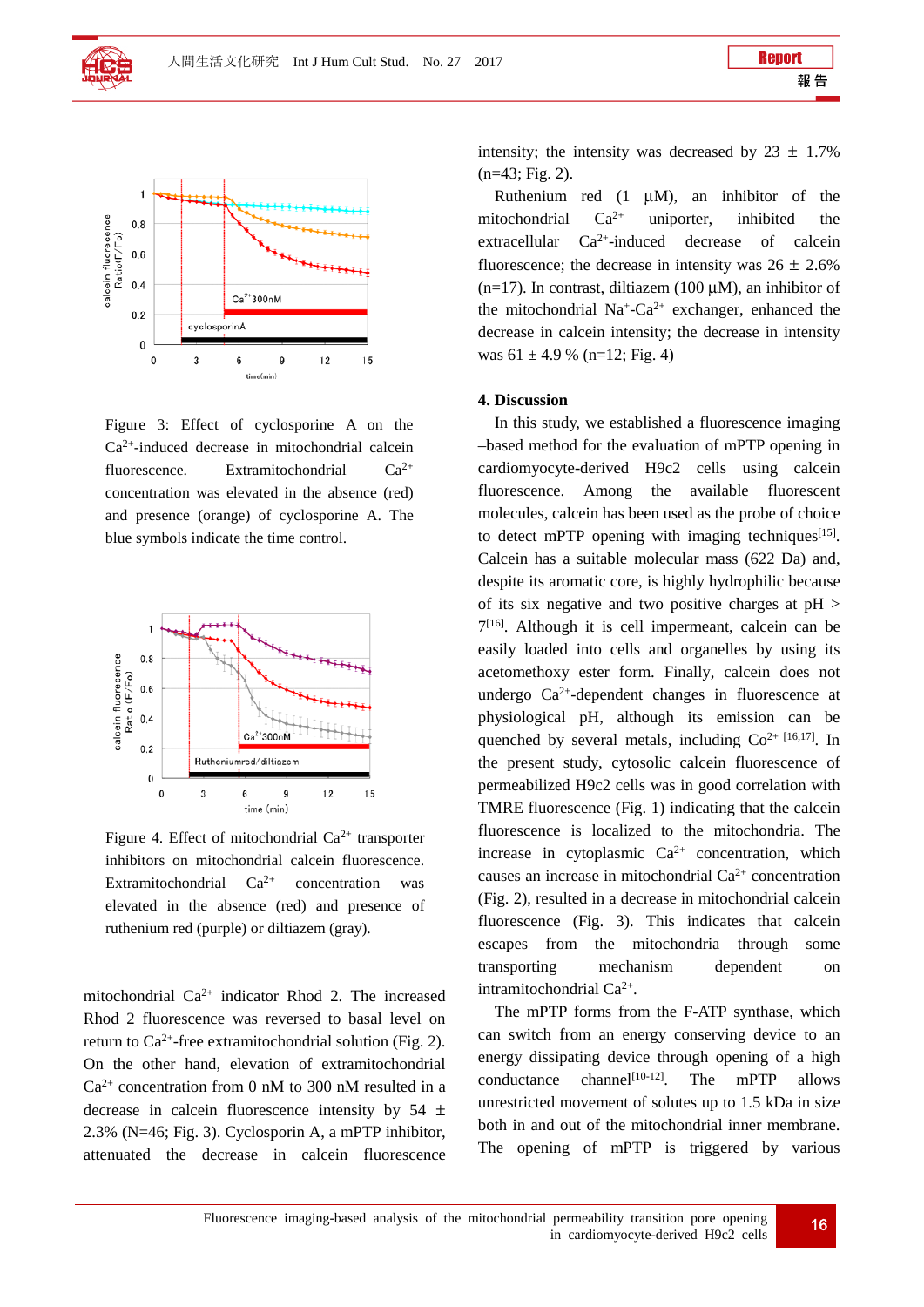1
0.8
0.6
0.4
0.2
0
0 3 6 9 12 15
calcein fluorescence Ratio(F/Fo)
time(min)
$Ca^{2+}$300nM
cyclosporinA

Figure 3: Effect of cyclosporine A on the $Ca^{2+}$-induced decrease in mitochondrial calcein fluorescence. Extramitochondrial $Ca^{2+}$ concentration was elevated in the absence (red) and presence (orange) of cyclosporine A. The blue symbols indicate the time control.

1
0.8
0.6
0.4
0.2
0
0 3 6 9 12 15
calcein fluorescence Ratio (F/Fo)
time (min)
$Ca^{2+}$300nM
Rutheniumred/diltiazem

Figure 4. Effect of mitochondrial $Ca^{2+}$ transporter inhibitors on mitochondrial calcein fluorescence. Extramitochondrial $Ca^{2+}$ concentration was elevated in the absence (red) and presence of ruthenium red (purple) or diltiazem (gray).

mitochondrial $Ca^{2+}$ indicator Rhod 2. The increased Rhod 2 fluorescence was reversed to basal level on return to $Ca^{2+}$-free extramitochondrial solution (Fig. 2). On the other hand, elevation of extramitochondrial $Ca^{2+}$ concentration from 0 nM to 300 nM resulted in a decrease in calcein fluorescence intensity by 54 ± 2.3% (N=46; Fig. 3). Cyclosporin A, a mPTP inhibitor, attenuated the decrease in calcein fluorescence intensity; the intensity was decreased by 23 ± 1.7% (n=43; Fig. 2).

Ruthenium red (1 µM), an inhibitor of the mitochondrial $Ca^{2+}$ uniporter, inhibited the extracellular $Ca^{2+}$-induced decrease of calcein fluorescence; the decrease in intensity was 26 ± 2.6% (n=17). In contrast, diltiazem (100 µM), an inhibitor of the mitochondrial $Na^{+}$-$Ca^{2+}$ exchanger, enhanced the decrease in calcein intensity; the decrease in intensity was 61 ± 4.9 % (n=12; Fig. 4)

## 4. Discussion

In this study, we established a fluorescence imaging –based method for the evaluation of mPTP opening in cardiomyocyte-derived H9c2 cells using calcein fluorescence. Among the available fluorescent molecules, calcein has been used as the probe of choice to detect mPTP opening with imaging techniques[15]. Calcein has a suitable molecular mass (622 Da) and, despite its aromatic core, is highly hydrophilic because of its six negative and two positive charges at pH > 7[16]. Although it is cell impermeant, calcein can be easily loaded into cells and organelles by using its acetomethoxy ester form. Finally, calcein does not undergo $Ca^{2+}$-dependent changes in fluorescence at physiological pH, although its emission can be quenched by several metals, including $Co^{2+}$ [16,17]. In the present study, cytosolic calcein fluorescence of permeabilized H9c2 cells was in good correlation with TMRE fluorescence (Fig. 1) indicating that the calcein fluorescence is localized to the mitochondria. The increase in cytoplasmic $Ca^{2+}$ concentration, which causes an increase in mitochondrial $Ca^{2+}$ concentration (Fig. 2), resulted in a decrease in mitochondrial calcein fluorescence (Fig. 3). This indicates that calcein escapes from the mitochondria through some transporting mechanism dependent on intramitochondrial $Ca^{2+}$.

The mPTP forms from the F-ATP synthase, which can switch from an energy conserving device to an energy dissipating device through opening of a high conductance channel[10-12]. The mPTP allows unrestricted movement of solutes up to 1.5 kDa in size both in and out of the mitochondrial inner membrane. The opening of mPTP is triggered by various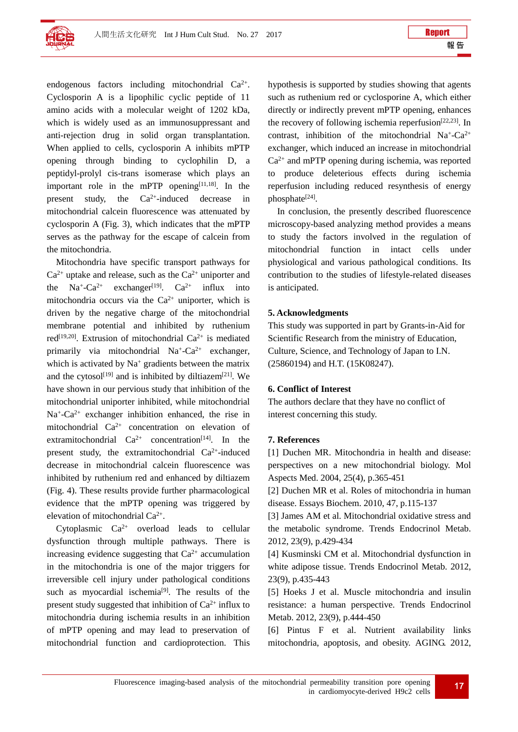endogenous factors including mitochondrial $Ca^{2+}$. Cyclosporin A is a lipophilic cyclic peptide of 11 amino acids with a molecular weight of 1202 kDa, which is widely used as an immunosuppressant and anti-rejection drug in solid organ transplantation. When applied to cells, cyclosporin A inhibits mPTP opening through binding to cyclophilin D, a peptidyl-prolyl cis-trans isomerase which plays an important role in the mPTP opening[11,18]. In the present study, the $Ca^{2+}$-induced decrease in mitochondrial calcein fluorescence was attenuated by cyclosporin A (Fig. 3), which indicates that the mPTP serves as the pathway for the escape of calcein from the mitochondria.

Mitochondria have specific transport pathways for $Ca^{2+}$ uptake and release, such as the $Ca^{2+}$ uniporter and the $Na^{+}$-$Ca^{2+}$ exchanger[19]. $Ca^{2+}$ influx into mitochondria occurs via the $Ca^{2+}$ uniporter, which is driven by the negative charge of the mitochondrial membrane potential and inhibited by ruthenium red[19,20]. Extrusion of mitochondrial $Ca^{2+}$ is mediated primarily via mitochondrial $Na^{+}$-$Ca^{2+}$ exchanger, which is activated by $Na^{+}$ gradients between the matrix and the cytosol[19] and is inhibited by diltiazem[21]. We have shown in our pervious study that inhibition of the mitochondrial uniporter inhibited, while mitochondrial $Na^{+}$-$Ca^{2+}$ exchanger inhibition enhanced, the rise in mitochondrial $Ca^{2+}$ concentration on elevation of extramitochondrial $Ca^{2+}$ concentration[14]. In the present study, the extramitochondrial $Ca^{2+}$-induced decrease in mitochondrial calcein fluorescence was inhibited by ruthenium red and enhanced by diltiazem (Fig. 4). These results provide further pharmacological evidence that the mPTP opening was triggered by elevation of mitochondrial $Ca^{2+}$.

Cytoplasmic $Ca^{2+}$ overload leads to cellular dysfunction through multiple pathways. There is increasing evidence suggesting that $Ca^{2+}$ accumulation in the mitochondria is one of the major triggers for irreversible cell injury under pathological conditions such as myocardial ischemia[9]. The results of the present study suggested that inhibition of $Ca^{2+}$ influx to mitochondria during ischemia results in an inhibition of mPTP opening and may lead to preservation of mitochondrial function and cardioprotection. This hypothesis is supported by studies showing that agents such as ruthenium red or cyclosporine A, which either directly or indirectly prevent mPTP opening, enhances the recovery of following ischemia reperfusion[22,23]. In contrast, inhibition of the mitochondrial $Na^{+}$-$Ca^{2+}$ exchanger, which induced an increase in mitochondrial $Ca^{2+}$ and mPTP opening during ischemia, was reported to produce deleterious effects during ischemia reperfusion including reduced resynthesis of energy phosphate[24].

In conclusion, the presently described fluorescence microscopy-based analyzing method provides a means to study the factors involved in the regulation of mitochondrial function in intact cells under physiological and various pathological conditions. Its contribution to the studies of lifestyle-related diseases is anticipated.

## 5. Acknowledgments

This study was supported in part by Grants-in-Aid for Scientific Research from the ministry of Education, Culture, Science, and Technology of Japan to I.N. (25860194) and H.T. (15K08247).

## 6. Conflict of Interest

The authors declare that they have no conflict of interest concerning this study.

## 7. References

[1] Duchen MR. Mitochondria in health and disease: perspectives on a new mitochondrial biology. Mol Aspects Med. 2004, 25(4), p.365-451

[2] Duchen MR et al. Roles of mitochondria in human disease. Essays Biochem. 2010, 47, p.115-137

[3] James AM et al. Mitochondrial oxidative stress and the metabolic syndrome. Trends Endocrinol Metab. 2012, 23(9), p.429-434

[4] Kusminski CM et al. Mitochondrial dysfunction in white adipose tissue. Trends Endocrinol Metab. 2012, 23(9), p.435-443

[5] Hoeks J et al. Muscle mitochondria and insulin resistance: a human perspective. Trends Endocrinol Metab. 2012, 23(9), p.444-450

[6] Pintus F et al. Nutrient availability links mitochondria, apoptosis, and obesity. AGING. 2012,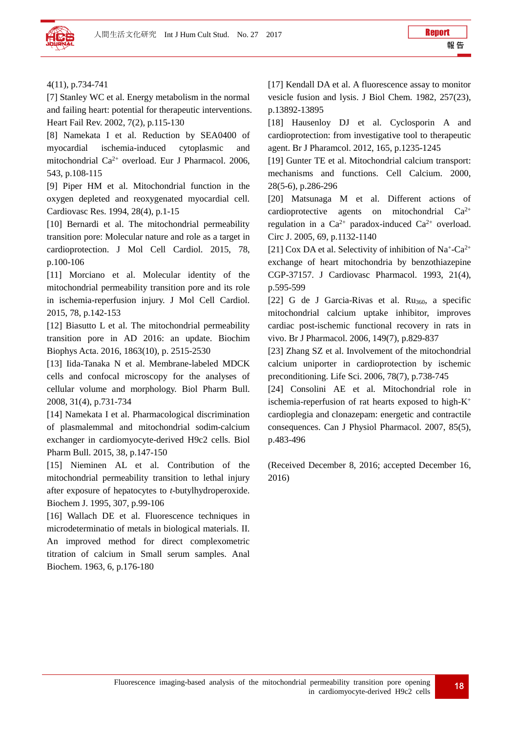4(11), p.734-741

[7] Stanley WC et al. Energy metabolism in the normal and failing heart: potential for therapeutic interventions. Heart Fail Rev. 2002, 7(2), p.115-130

[8] Namekata I et al. Reduction by SEA0400 of myocardial ischemia-induced cytoplasmic and mitochondrial $Ca^{2+}$ overload. Eur J Pharmacol. 2006, 543, p.108-115

[9] Piper HM et al. Mitochondrial function in the oxygen depleted and reoxygenated myocardial cell. Cardiovasc Res. 1994, 28(4), p.1-15

[10] Bernardi et al. The mitochondrial permeability transition pore: Molecular nature and role as a target in cardioprotection. J Mol Cell Cardiol. 2015, 78, p.100-106

[11] Morciano et al. Molecular identity of the mitochondrial permeability transition pore and its role in ischemia-reperfusion injury. J Mol Cell Cardiol. 2015, 78, p.142-153

[12] Biasutto L et al. The mitochondrial permeability transition pore in AD 2016: an update. Biochim Biophys Acta. 2016, 1863(10), p. 2515-2530

[13] Iida-Tanaka N et al. Membrane-labeled MDCK cells and confocal microscopy for the analyses of cellular volume and morphology. Biol Pharm Bull. 2008, 31(4), p.731-734

[14] Namekata I et al. Pharmacological discrimination of plasmalemmal and mitochondrial sodim-calcium exchanger in cardiomyocyte-derived H9c2 cells. Biol Pharm Bull. 2015, 38, p.147-150

[15] Nieminen AL et al. Contribution of the mitochondrial permeability transition to lethal injury after exposure of hepatocytes to *t*-butylhydroperoxide. Biochem J. 1995, 307, p.99-106

[16] Wallach DE et al. Fluorescence techniques in microdeterminatio of metals in biological materials. II. An improved method for direct complexometric titration of calcium in Small serum samples. Anal Biochem. 1963, 6, p.176-180

[17] Kendall DA et al. A fluorescence assay to monitor vesicle fusion and lysis. J Biol Chem. 1982, 257(23), p.13892-13895

[18] Hausenloy DJ et al. Cyclosporin A and cardioprotection: from investigative tool to therapeutic agent. Br J Pharamcol. 2012, 165, p.1235-1245

[19] Gunter TE et al. Mitochondrial calcium transport: mechanisms and functions. Cell Calcium. 2000, 28(5-6), p.286-296

[20] Matsunaga M et al. Different actions of cardioprotective agents on mitochondrial $Ca^{2+}$ regulation in a $Ca^{2+}$ paradox-induced $Ca^{2+}$ overload. Circ J. 2005, 69, p.1132-1140

[21] Cox DA et al. Selectivity of inhibition of $Na^{+}$-$Ca^{2+}$ exchange of heart mitochondria by benzothiazepine CGP-37157. J Cardiovasc Pharmacol. 1993, 21(4), p.595-599

[22] G de J Garcia-Rivas et al. $Ru_{360}$, a specific mitochondrial calcium uptake inhibitor, improves cardiac post-ischemic functional recovery in rats in vivo. Br J Pharmacol. 2006, 149(7), p.829-837

[23] Zhang SZ et al. Involvement of the mitochondrial calcium uniporter in cardioprotection by ischemic preconditioning. Life Sci. 2006, 78(7), p.738-745

[24] Consolini AE et al. Mitochondrial role in ischemia-reperfusion of rat hearts exposed to high-$K^{+}$ cardioplegia and clonazepam: energetic and contractile consequences. Can J Physiol Pharmacol. 2007, 85(5), p.483-496

(Received December 8, 2016; accepted December 16, 2016)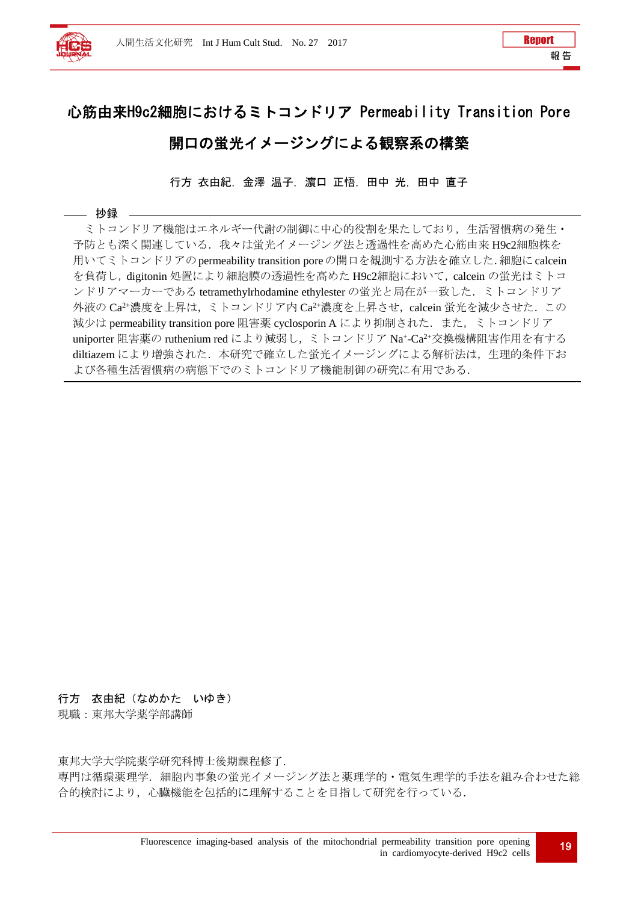Report
報 告

# 心筋由来H9c2細胞におけるミトコンドリア Permeability Transition Pore 開口の蛍光イメージングによる観察系の構築

行方 衣由紀，金澤 温子，濵口 正悟，田中 光，田中 直子

## 抄録

ミトコンドリア機能はエネルギー代謝の制御に中心的役割を果たしており，生活習慣病の発生・予防とも深く関連している．我々は蛍光イメージング法と透過性を高めた心筋由来 H9c2細胞株を用いてミトコンドリアの permeability transition pore の開口を観測する方法を確立した．細胞に calcein を負荷し，digitonin 処置により細胞膜の透過性を高めた H9c2細胞において，calcein の蛍光はミトコンドリアマーカーである tetramethylrhodamine ethylester の蛍光と局在が一致した．ミトコンドリア外液の $Ca^{2+}$濃度を上昇は，ミトコンドリア内 $Ca^{2+}$濃度を上昇させ，calcein 蛍光を減少させた．この減少は permeability transition pore 阻害薬 cyclosporin A により抑制された．また，ミトコンドリア uniporter 阻害薬の ruthenium red により減弱し，ミトコンドリア $Na^{+}$-$Ca^{2+}$交換機構阻害作用を有する diltiazem により増強された．本研究で確立した蛍光イメージングによる解析法は，生理的条件下および各種生活習慣病の病態下でのミトコンドリア機能制御の研究に有用である．

**行方　衣由紀（なめかた　いゆき）**
現職：東邦大学薬学部講師

東邦大学大学院薬学研究科博士後期課程修了．
専門は循環薬理学．細胞内事象の蛍光イメージング法と薬理学的・電気生理学的手法を組み合わせた総合的検討により，心臓機能を包括的に理解することを目指して研究を行っている．

Fluorescence imaging-based analysis of the mitochondrial permeability transition pore opening in cardiomyocyte-derived H9c2 cells